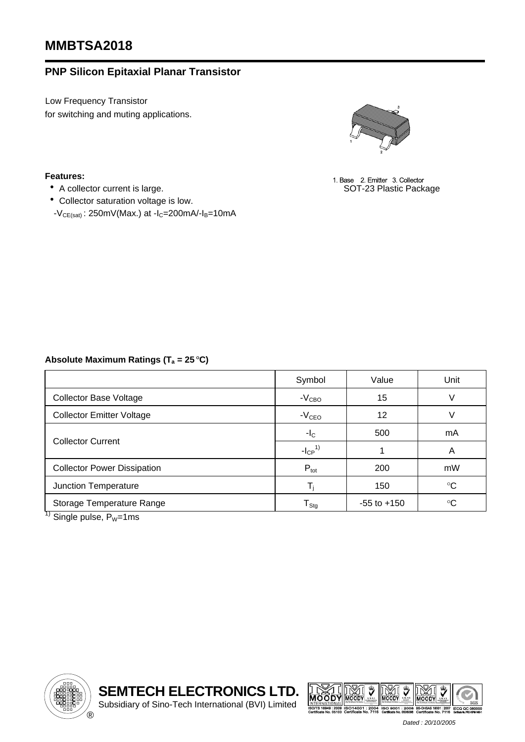# MMBTSA2018

## PNP Silicon Epitaxial Planar Transistor

Low Frequency Transistor
for switching and muting applications.

1. Base 2. Emitter 3. Collector
SOT-23 Plastic Package

**Features:**

- A collector current is large.
- Collector saturation voltage is low.
  $-V_{CE(sat)}$ : 250mV(Max.) at $-I_C$=200mA/$-I_B$=10mA

**Absolute Maximum Ratings ($T_a$ = 25 °C)**

| | Symbol | Value | Unit |
|---|---|---|---|
| Collector Base Voltage | $-V_{CBO}$ | 15 | V |
| Collector Emitter Voltage | $-V_{CEO}$ | 12 | V |
| Collector Current | $-I_C$ | 500 | mA |
| | $-I_{CP}$ [1)] | 1 | A |
| Collector Power Dissipation | $P_{tot}$ | 200 | mW |
| Junction Temperature | $T_j$ | 150 | °C |
| Storage Temperature Range | $T_{Stg}$ | -55 to +150 | °C |

[1)] Single pulse, $P_W$=1ms

**SEMTECH ELECTRONICS LTD.**
Subsidiary of Sino-Tech International (BVI) Limited

Dated : 20/10/2005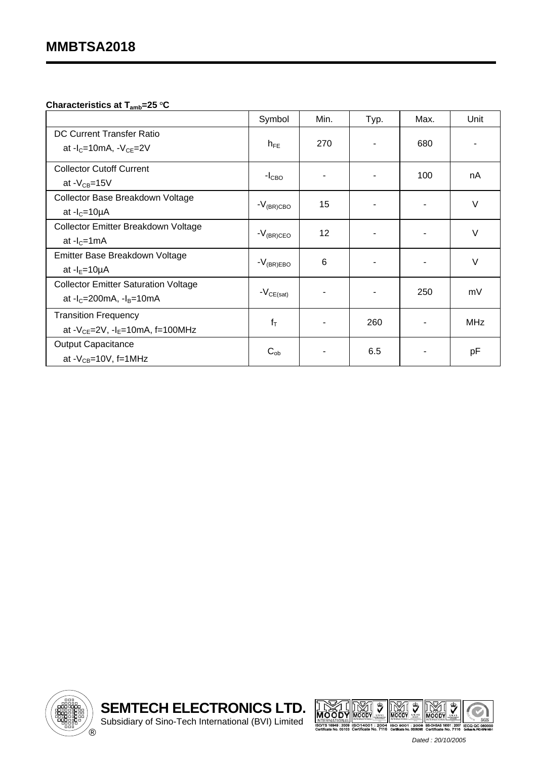# MMBTSA2018

**Characteristics at $T_{amb}$=25 °C**

| | Symbol | Min. | Typ. | Max. | Unit |
|---|---|---|---|---|---|
| DC Current Transfer Ratio<br>at $-I_C$=10mA, $-V_{CE}$=2V | $h_{FE}$ | 270 | - | 680 | - |
| Collector Cutoff Current<br>at $-V_{CB}$=15V | $-I_{CBO}$ | - | - | 100 | nA |
| Collector Base Breakdown Voltage<br>at $-I_C$=10μA | $-V_{(BR)CBO}$ | 15 | - | - | V |
| Collector Emitter Breakdown Voltage<br>at $-I_C$=1mA | $-V_{(BR)CEO}$ | 12 | - | - | V |
| Emitter Base Breakdown Voltage<br>at $-I_E$=10μA | $-V_{(BR)EBO}$ | 6 | - | - | V |
| Collector Emitter Saturation Voltage<br>at $-I_C$=200mA, $-I_B$=10mA | $-V_{CE(sat)}$ | - | - | 250 | mV |
| Transition Frequency<br>at $-V_{CE}$=2V, $-I_E$=10mA, f=100MHz | $f_T$ | - | 260 | - | MHz |
| Output Capacitance<br>at $-V_{CB}$=10V, f=1MHz | $C_{ob}$ | - | 6.5 | - | pF |

**SEMTECH ELECTRONICS LTD.**
Subsidiary of Sino-Tech International (BVI) Limited

ISO/TS 16949 : 2009 Certificate No. 05103 | ISO14001 : 2004 Certificate No. 7116 | ISO 9001 : 2008 Certificate No. 0506098 | BS-OHSAS 18001 : 2007 Certificate No. 7116 | IECQ QC 080000

*Dated : 20/10/2005*